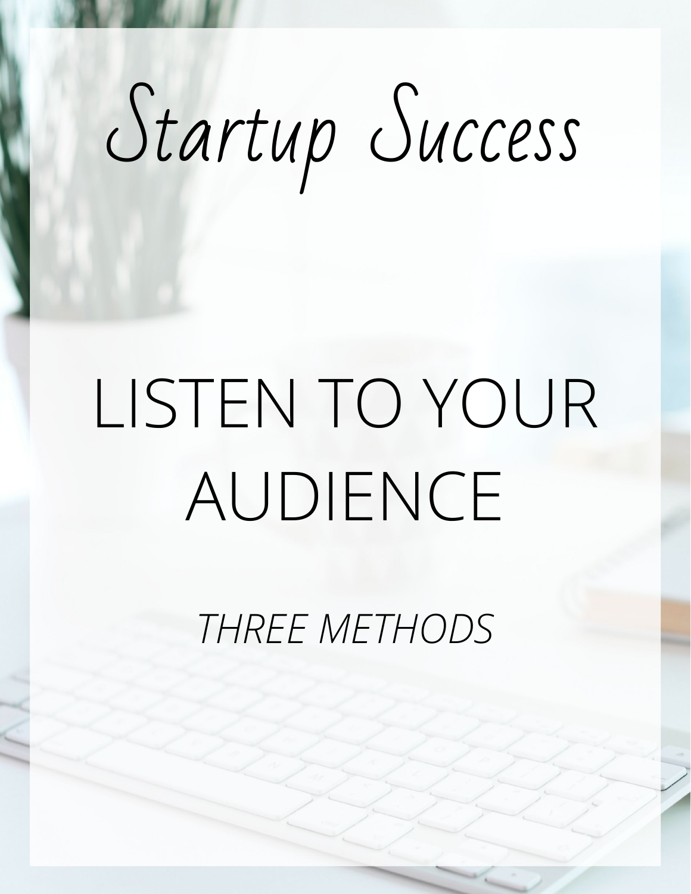# Startup Success

## LISTEN TO YOUR AUDIENCE

*THREE METHODS*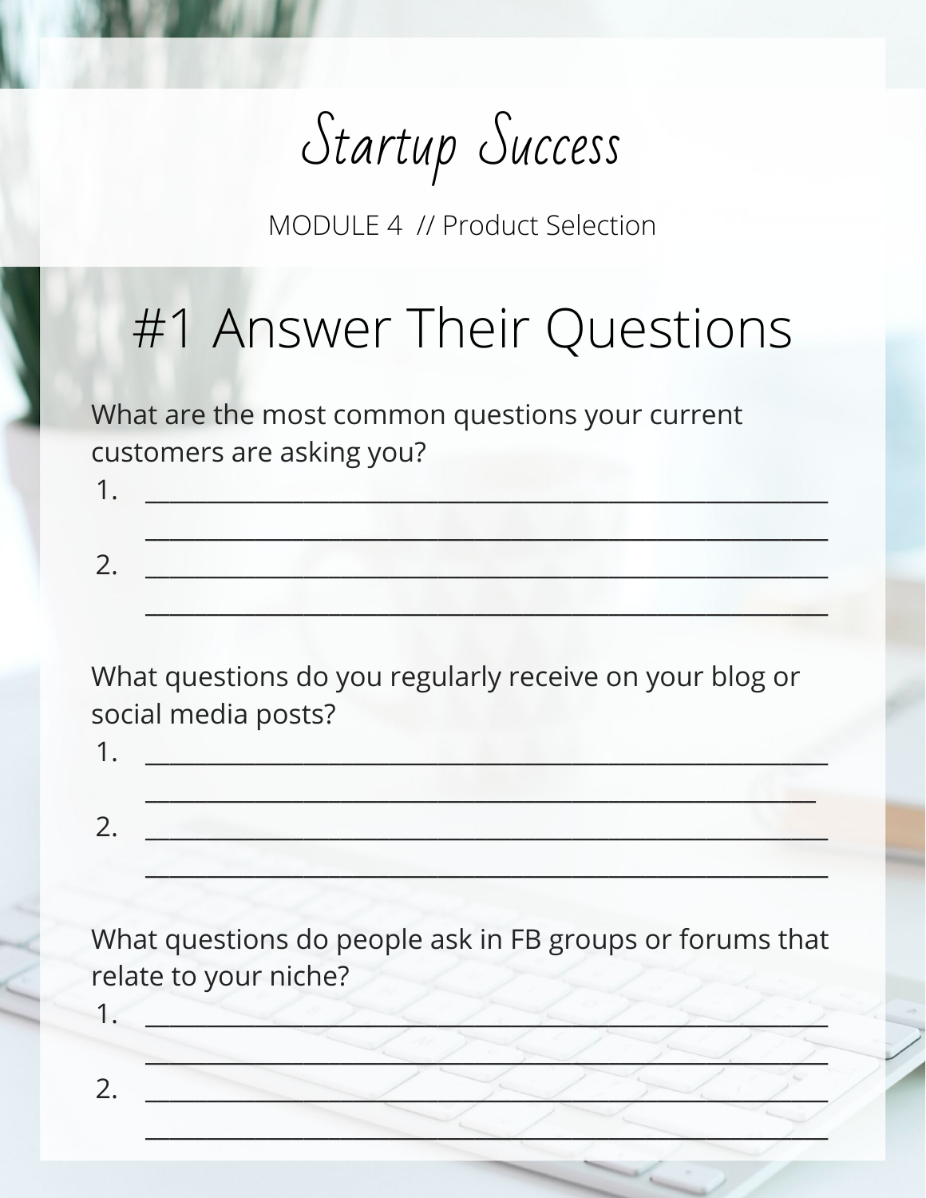*Startup Success*

MODULE 4 // Product Selection

# #1 Answer Their Questions

What are the most common questions your current customers are asking you?

1. ______________________________________________________

   ______________________________________________________

2. ______________________________________________________

   ______________________________________________________

What questions do you regularly receive on your blog or social media posts?

1. ______________________________________________________

   ______________________________________________________

2. ______________________________________________________

   ______________________________________________________

What questions do people ask in FB groups or forums that relate to your niche?

1. ______________________________________________________

   ______________________________________________________

2. ______________________________________________________

   ______________________________________________________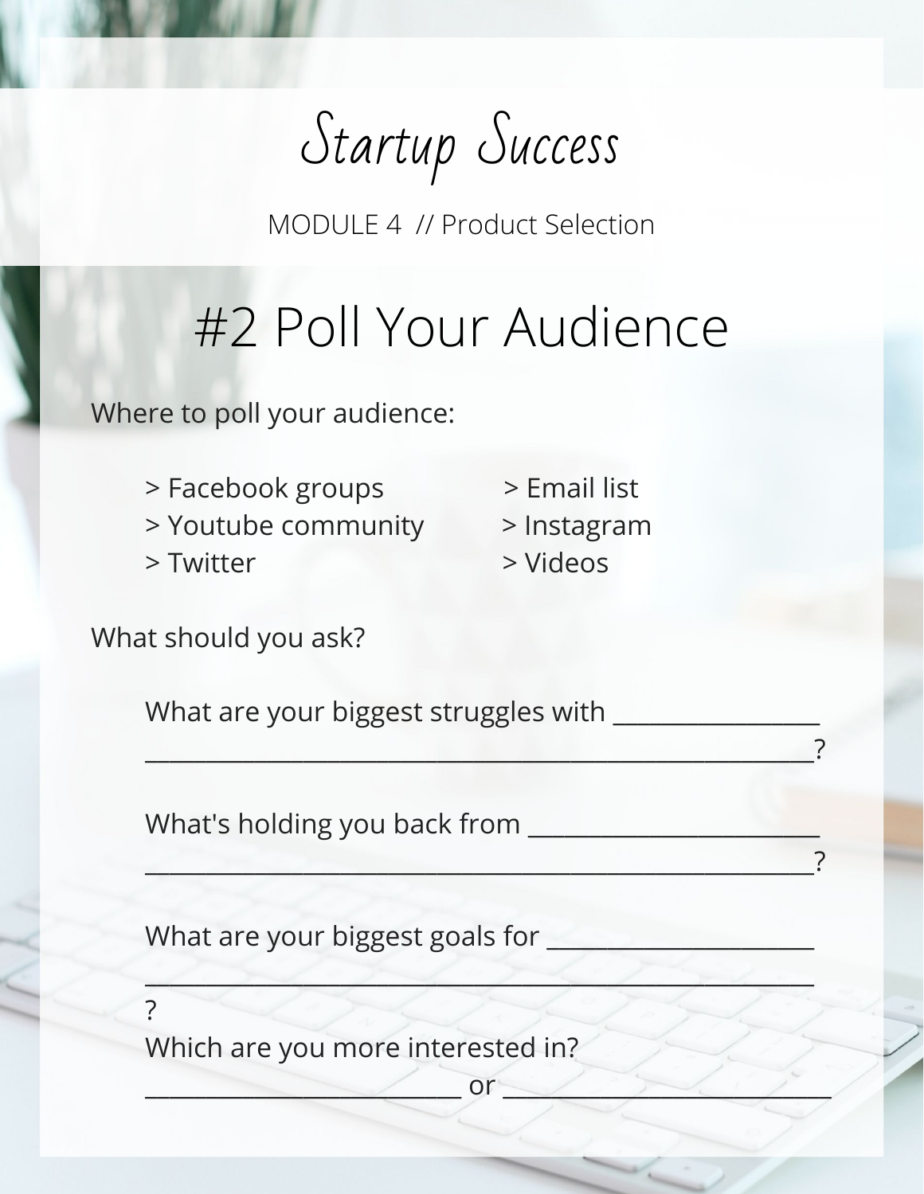Startup Success

MODULE 4 // Product Selection

# #2 Poll Your Audience

Where to poll your audience:

- > Facebook groups
- > Youtube community
- > Twitter
- > Email list
- > Instagram
- > Videos

What should you ask?

What are your biggest struggles with ________________ __________________________________________________?

What's holding you back from ______________________ __________________________________________________?

What are your biggest goals for _____________________ __________________________________________________?

Which are you more interested in? ________________________ or __________________________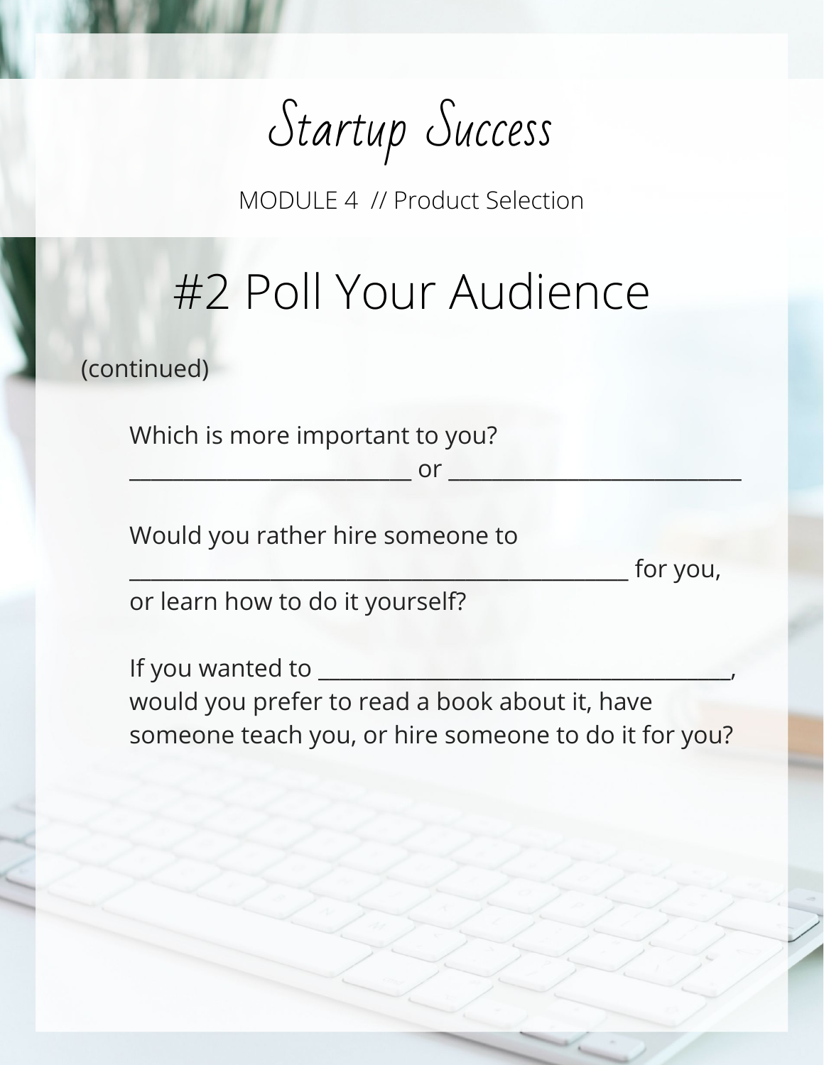# Startup Success

MODULE 4 // Product Selection

## #2 Poll Your Audience

(continued)

Which is more important to you?
___________________________ or ____________________________

Would you rather hire someone to
________________________________________________ for you, or learn how to do it yourself?

If you wanted to ______________________________________, would you prefer to read a book about it, have someone teach you, or hire someone to do it for you?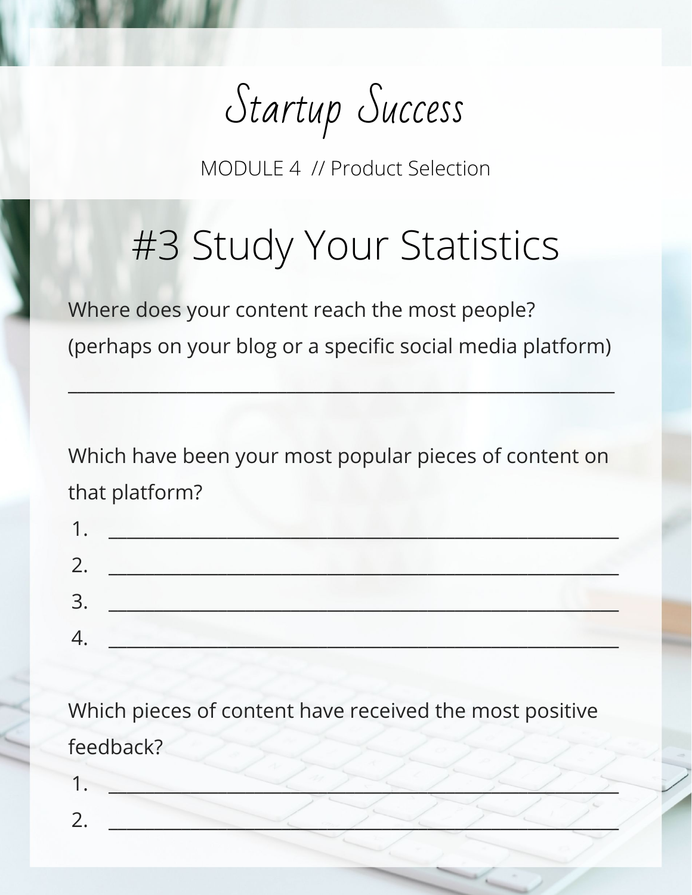# Startup Success

MODULE 4 // Product Selection

## #3 Study Your Statistics

Where does your content reach the most people?
(perhaps on your blog or a specific social media platform)

_______________________________________________________________

Which have been your most popular pieces of content on that platform?

1. _______________________________________________________
2. _______________________________________________________
3. _______________________________________________________
4. _______________________________________________________

Which pieces of content have received the most positive feedback?

1. _______________________________________________________
2. _______________________________________________________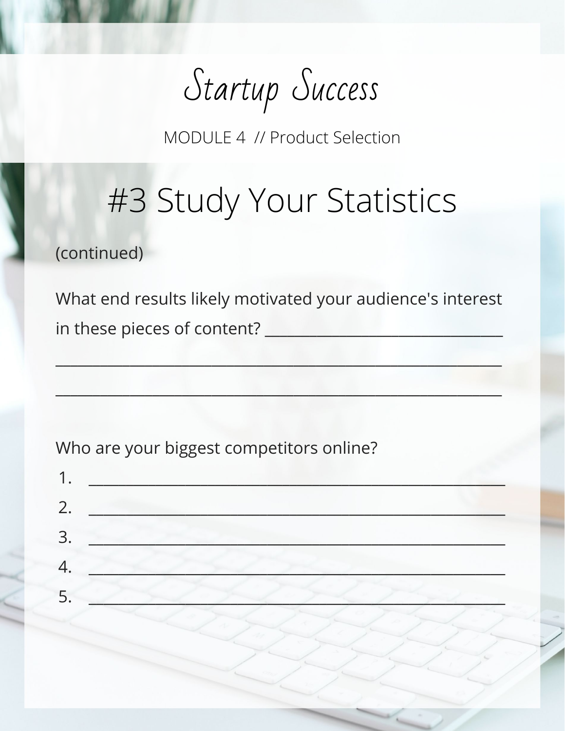Startup Success

MODULE 4 // Product Selection

# #3 Study Your Statistics

(continued)

What end results likely motivated your audience's interest in these pieces of content? ______________________________

____________________________________________________________

____________________________________________________________

Who are your biggest competitors online?

1. ______________________________________________________
2. ______________________________________________________
3. ______________________________________________________
4. ______________________________________________________
5. ______________________________________________________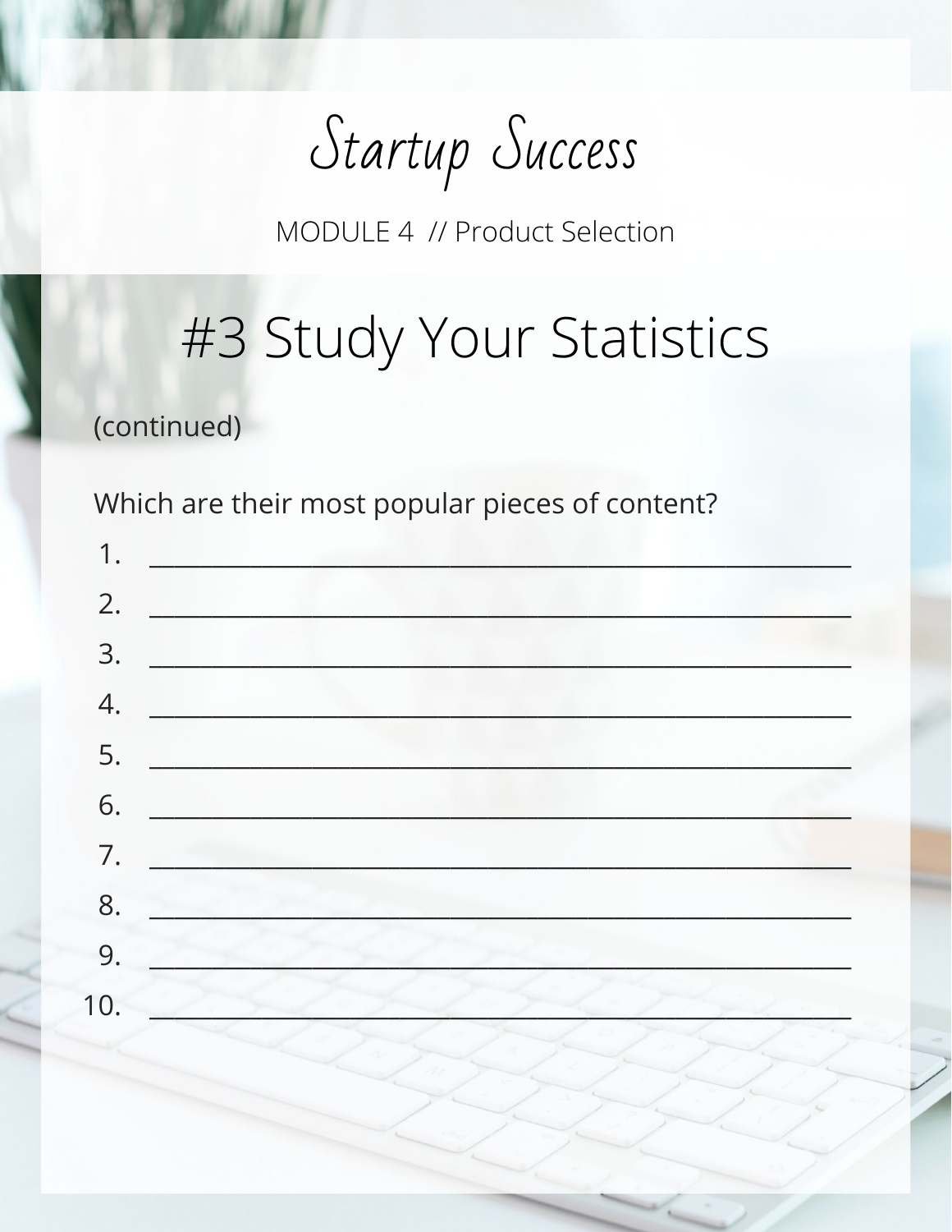# Startup Success

MODULE 4 // Product Selection

## #3 Study Your Statistics

(continued)

Which are their most popular pieces of content?

1. ______________________________________________________
2. ______________________________________________________
3. ______________________________________________________
4. ______________________________________________________
5. ______________________________________________________
6. ______________________________________________________
7. ______________________________________________________
8. ______________________________________________________
9. ______________________________________________________
10. ______________________________________________________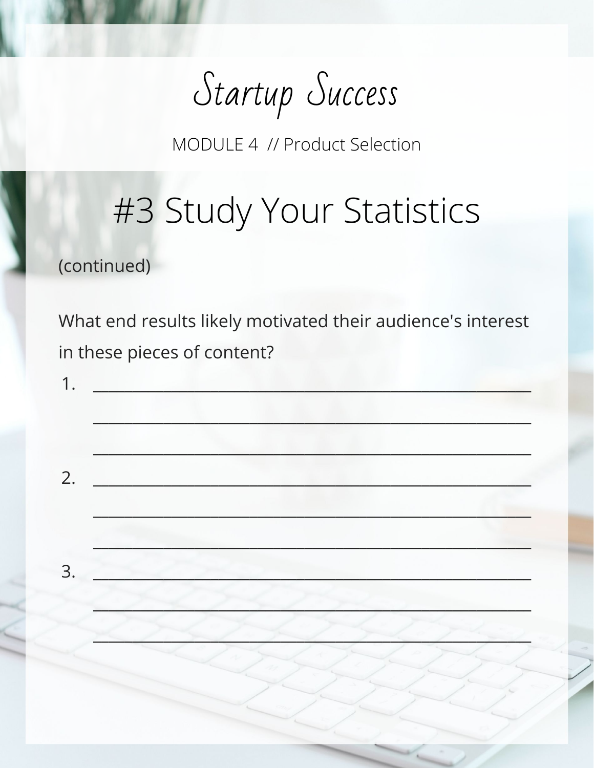# Startup Success

MODULE 4 // Product Selection

## #3 Study Your Statistics

(continued)

What end results likely motivated their audience's interest in these pieces of content?

1. ____________________________________________________

   ____________________________________________________

   ____________________________________________________

2. ____________________________________________________

   ____________________________________________________

   ____________________________________________________

3. ____________________________________________________

   ____________________________________________________

   ____________________________________________________